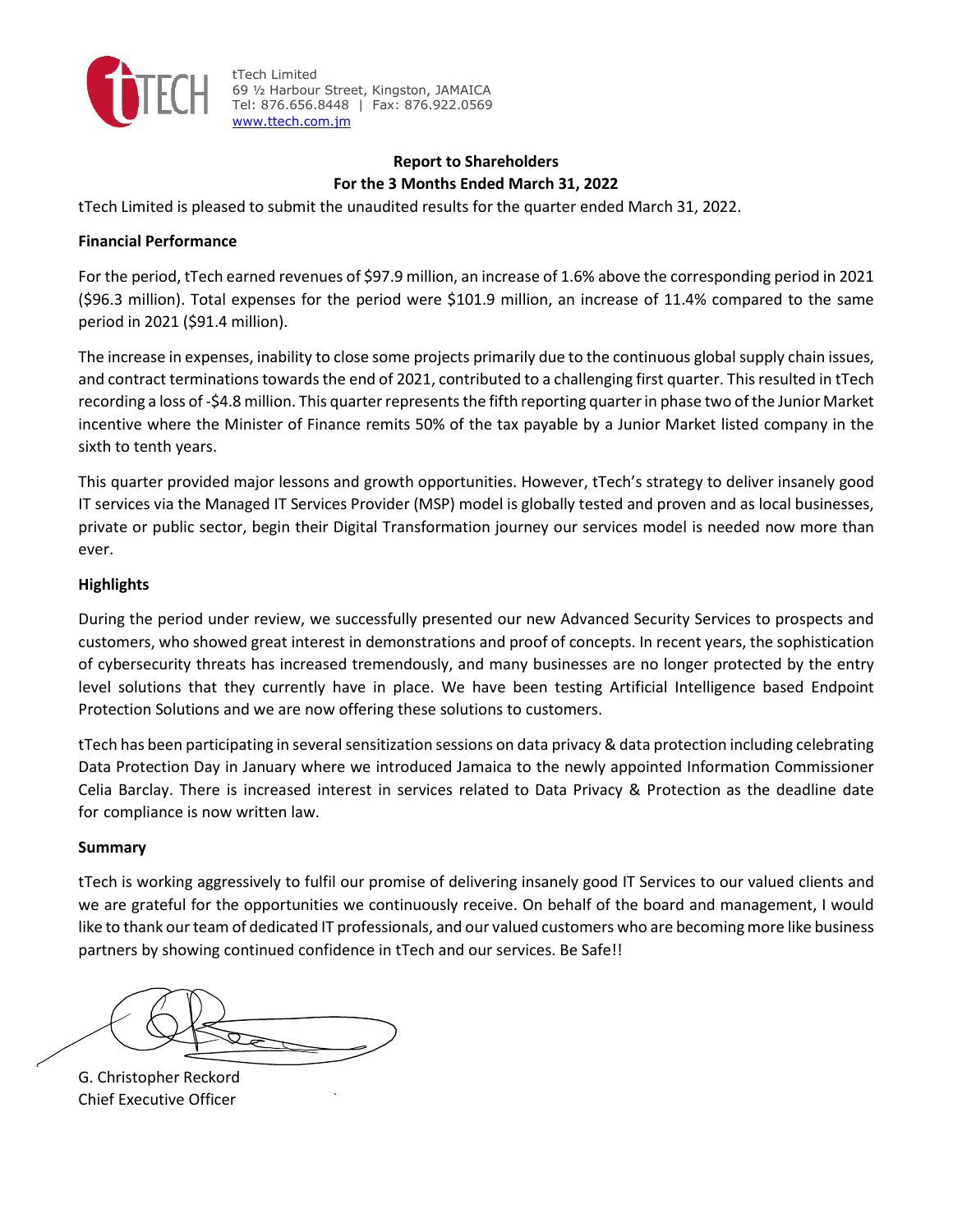tTech Limited
69 ½ Harbour Street, Kingston, JAMAICA
Tel: 876.656.8448 | Fax: 876.922.0569
www.ttech.com.jm

## Report to Shareholders
## For the 3 Months Ended March 31, 2022

tTech Limited is pleased to submit the unaudited results for the quarter ended March 31, 2022.

### Financial Performance

For the period, tTech earned revenues of $97.9 million, an increase of 1.6% above the corresponding period in 2021 ($96.3 million). Total expenses for the period were $101.9 million, an increase of 11.4% compared to the same period in 2021 ($91.4 million).

The increase in expenses, inability to close some projects primarily due to the continuous global supply chain issues, and contract terminations towards the end of 2021, contributed to a challenging first quarter. This resulted in tTech recording a loss of -$4.8 million. This quarter represents the fifth reporting quarter in phase two of the Junior Market incentive where the Minister of Finance remits 50% of the tax payable by a Junior Market listed company in the sixth to tenth years.

This quarter provided major lessons and growth opportunities. However, tTech's strategy to deliver insanely good IT services via the Managed IT Services Provider (MSP) model is globally tested and proven and as local businesses, private or public sector, begin their Digital Transformation journey our services model is needed now more than ever.

### Highlights

During the period under review, we successfully presented our new Advanced Security Services to prospects and customers, who showed great interest in demonstrations and proof of concepts. In recent years, the sophistication of cybersecurity threats has increased tremendously, and many businesses are no longer protected by the entry level solutions that they currently have in place. We have been testing Artificial Intelligence based Endpoint Protection Solutions and we are now offering these solutions to customers.

tTech has been participating in several sensitization sessions on data privacy & data protection including celebrating Data Protection Day in January where we introduced Jamaica to the newly appointed Information Commissioner Celia Barclay. There is increased interest in services related to Data Privacy & Protection as the deadline date for compliance is now written law.

### Summary

tTech is working aggressively to fulfil our promise of delivering insanely good IT Services to our valued clients and we are grateful for the opportunities we continuously receive. On behalf of the board and management, I would like to thank our team of dedicated IT professionals, and our valued customers who are becoming more like business partners by showing continued confidence in tTech and our services. Be Safe!!

G. Christopher Reckord
Chief Executive Officer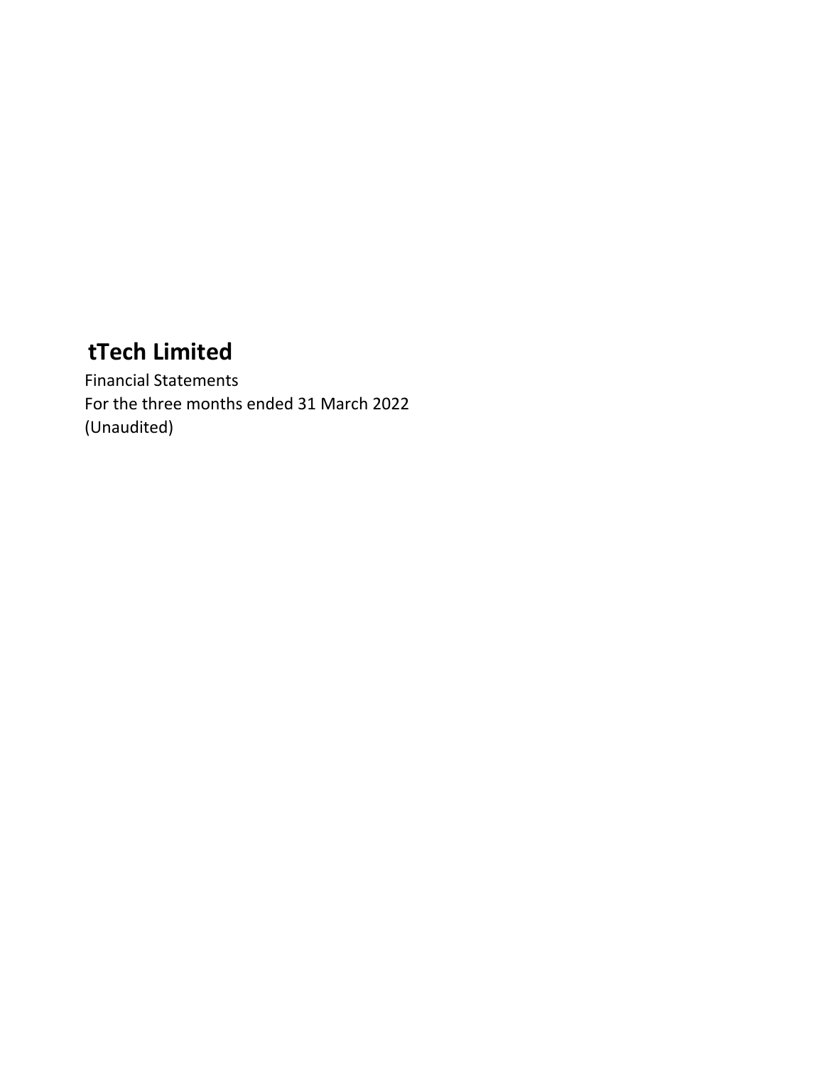# tTech Limited

Financial Statements

For the three months ended 31 March 2022

(Unaudited)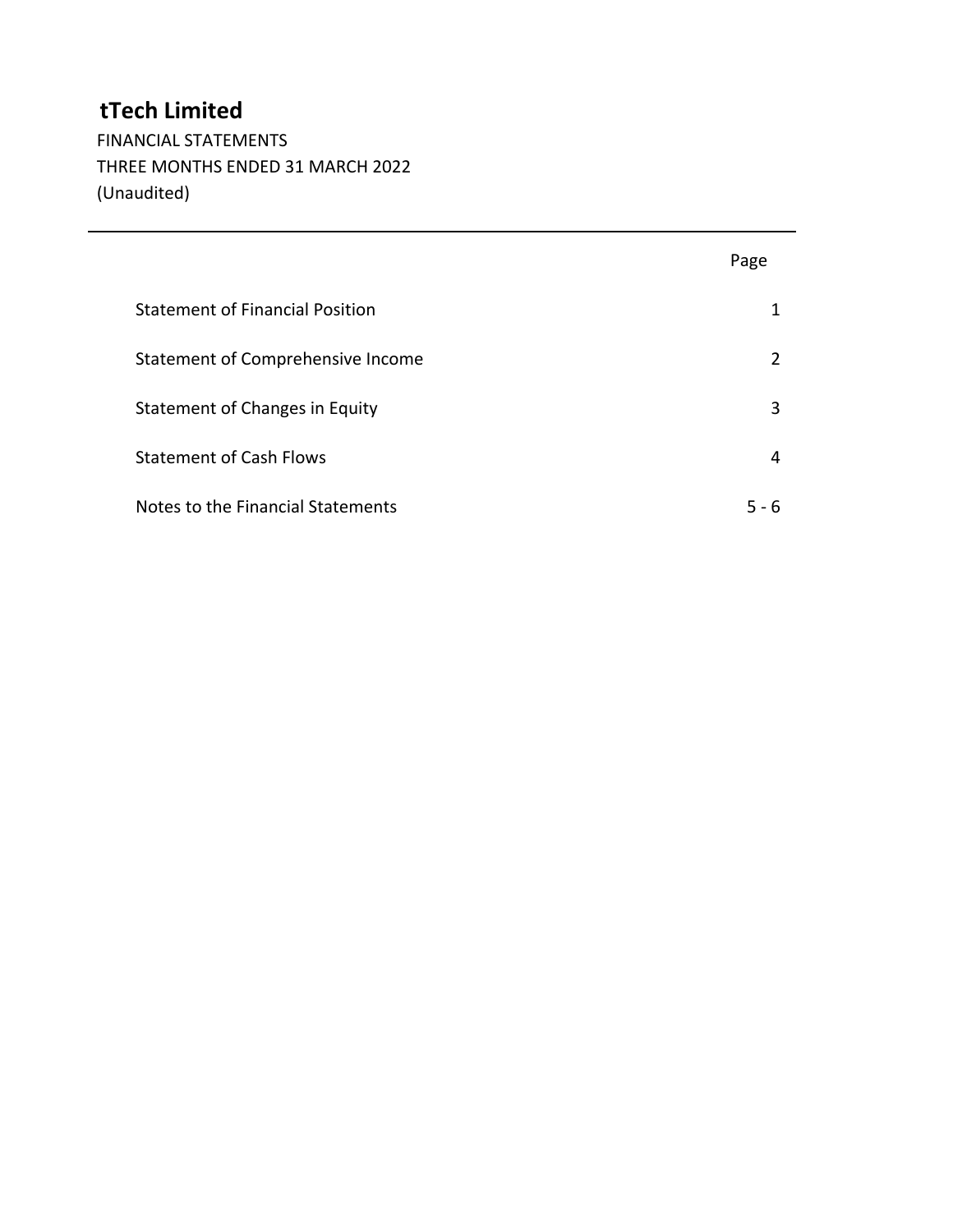# tTech Limited

FINANCIAL STATEMENTS
THREE MONTHS ENDED 31 MARCH 2022
(Unaudited)

| | Page |
|---|---|
| Statement of Financial Position | 1 |
| Statement of Comprehensive Income | 2 |
| Statement of Changes in Equity | 3 |
| Statement of Cash Flows | 4 |
| Notes to the Financial Statements | 5 - 6 |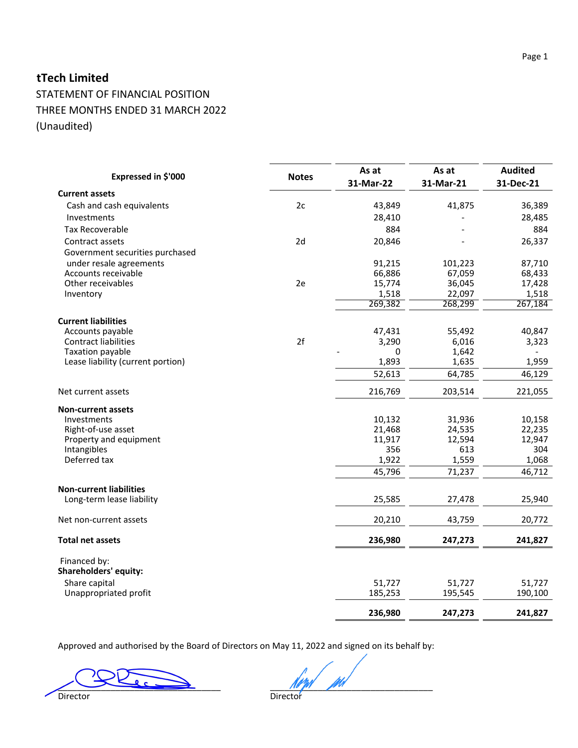## tTech Limited

STATEMENT OF FINANCIAL POSITION
THREE MONTHS ENDED 31 MARCH 2022
(Unaudited)

| Expressed in $'000 | Notes | As at 31-Mar-22 | As at 31-Mar-21 | Audited 31-Dec-21 |
|---|---|---|---|---|
| **Current assets** | | | | |
| Cash and cash equivalents | 2c | 43,849 | 41,875 | 36,389 |
| Investments | | 28,410 | - | 28,485 |
| Tax Recoverable | | 884 | - | 884 |
| Contract assets | 2d | 20,846 | - | 26,337 |
| Government securities purchased under resale agreements | | 91,215 | 101,223 | 87,710 |
| Accounts receivable | | 66,886 | 67,059 | 68,433 |
| Other receivables | 2e | 15,774 | 36,045 | 17,428 |
| Inventory | | 1,518 | 22,097 | 1,518 |
| | | 269,382 | 268,299 | 267,184 |
| **Current liabilities** | | | | |
| Accounts payable | | 47,431 | 55,492 | 40,847 |
| Contract liabilities | 2f | 3,290 | 6,016 | 3,323 |
| Taxation payable | | - 0 | 1,642 | - |
| Lease liability (current portion) | | 1,893 | 1,635 | 1,959 |
| | | 52,613 | 64,785 | 46,129 |
| Net current assets | | 216,769 | 203,514 | 221,055 |
| **Non-current assets** | | | | |
| Investments | | 10,132 | 31,936 | 10,158 |
| Right-of-use asset | | 21,468 | 24,535 | 22,235 |
| Property and equipment | | 11,917 | 12,594 | 12,947 |
| Intangibles | | 356 | 613 | 304 |
| Deferred tax | | 1,922 | 1,559 | 1,068 |
| | | 45,796 | 71,237 | 46,712 |
| **Non-current liabilities** | | | | |
| Long-term lease liability | | 25,585 | 27,478 | 25,940 |
| Net non-current assets | | 20,210 | 43,759 | 20,772 |
| **Total net assets** | | **236,980** | **247,273** | **241,827** |
| Financed by: | | | | |
| **Shareholders' equity:** | | | | |
| Share capital | | 51,727 | 51,727 | 51,727 |
| Unappropriated profit | | 185,253 | 195,545 | 190,100 |
| | | **236,980** | **247,273** | **241,827** |

Approved and authorised by the Board of Directors on May 11, 2022 and signed on its behalf by:

Director

Director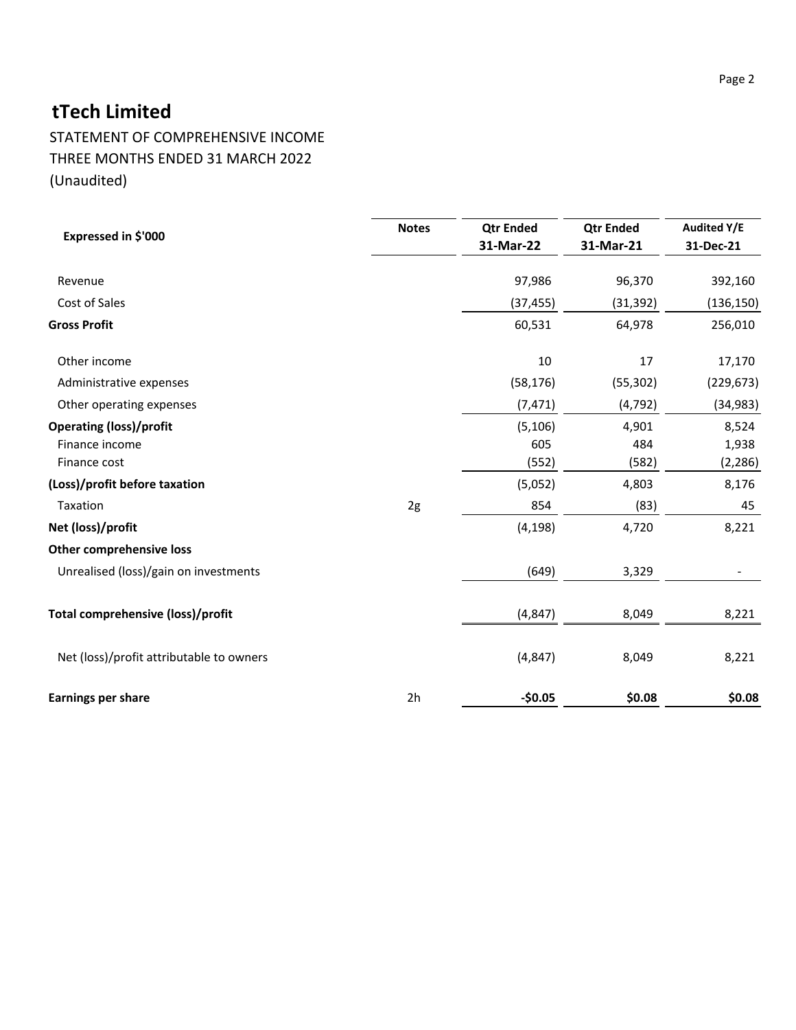# tTech Limited

STATEMENT OF COMPREHENSIVE INCOME
THREE MONTHS ENDED 31 MARCH 2022
(Unaudited)

| Expressed in $'000 | Notes | Qtr Ended 31-Mar-22 | Qtr Ended 31-Mar-21 | Audited Y/E 31-Dec-21 |
|---|---|---|---|---|
| Revenue | | 97,986 | 96,370 | 392,160 |
| Cost of Sales | | (37,455) | (31,392) | (136,150) |
| **Gross Profit** | | 60,531 | 64,978 | 256,010 |
| Other income | | 10 | 17 | 17,170 |
| Administrative expenses | | (58,176) | (55,302) | (229,673) |
| Other operating expenses | | (7,471) | (4,792) | (34,983) |
| **Operating (loss)/profit** | | (5,106) | 4,901 | 8,524 |
| Finance income | | 605 | 484 | 1,938 |
| Finance cost | | (552) | (582) | (2,286) |
| **(Loss)/profit before taxation** | | (5,052) | 4,803 | 8,176 |
| Taxation | 2g | 854 | (83) | 45 |
| **Net (loss)/profit** | | (4,198) | 4,720 | 8,221 |
| **Other comprehensive loss** | | | | |
| Unrealised (loss)/gain on investments | | (649) | 3,329 | - |
| **Total comprehensive (loss)/profit** | | (4,847) | 8,049 | 8,221 |
| Net (loss)/profit attributable to owners | | (4,847) | 8,049 | 8,221 |
| **Earnings per share** | 2h | **-$0.05** | **$0.08** | **$0.08** |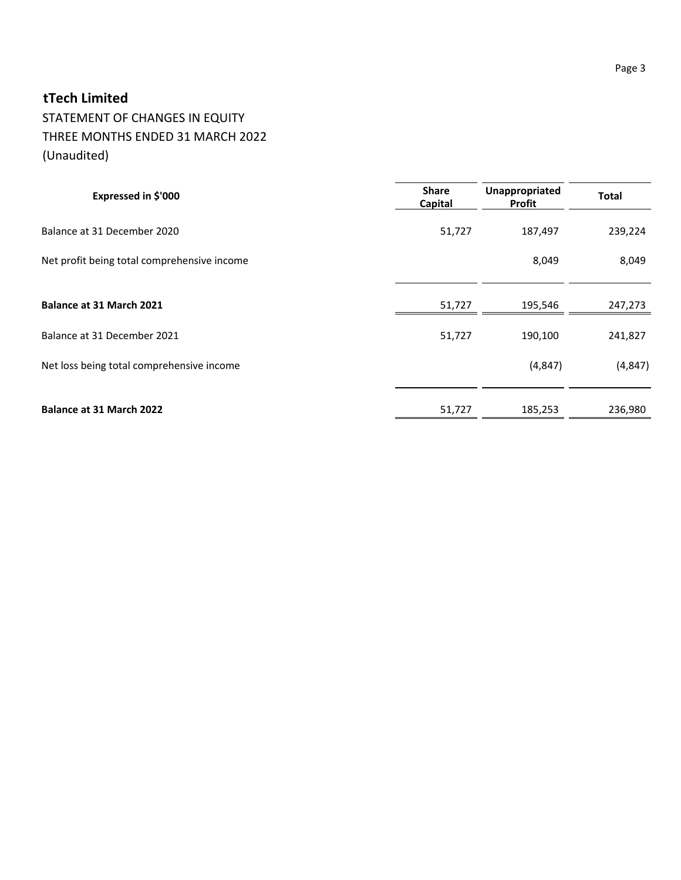# tTech Limited

STATEMENT OF CHANGES IN EQUITY
THREE MONTHS ENDED 31 MARCH 2022
(Unaudited)

| Expressed in $'000 | Share Capital | Unappropriated Profit | Total |
|---|---|---|---|
| Balance at 31 December 2020 | 51,727 | 187,497 | 239,224 |
| Net profit being total comprehensive income | | 8,049 | 8,049 |
| **Balance at 31 March 2021** | 51,727 | 195,546 | 247,273 |
| Balance at 31 December 2021 | 51,727 | 190,100 | 241,827 |
| Net loss being total comprehensive income | | (4,847) | (4,847) |
| **Balance at 31 March 2022** | 51,727 | 185,253 | 236,980 |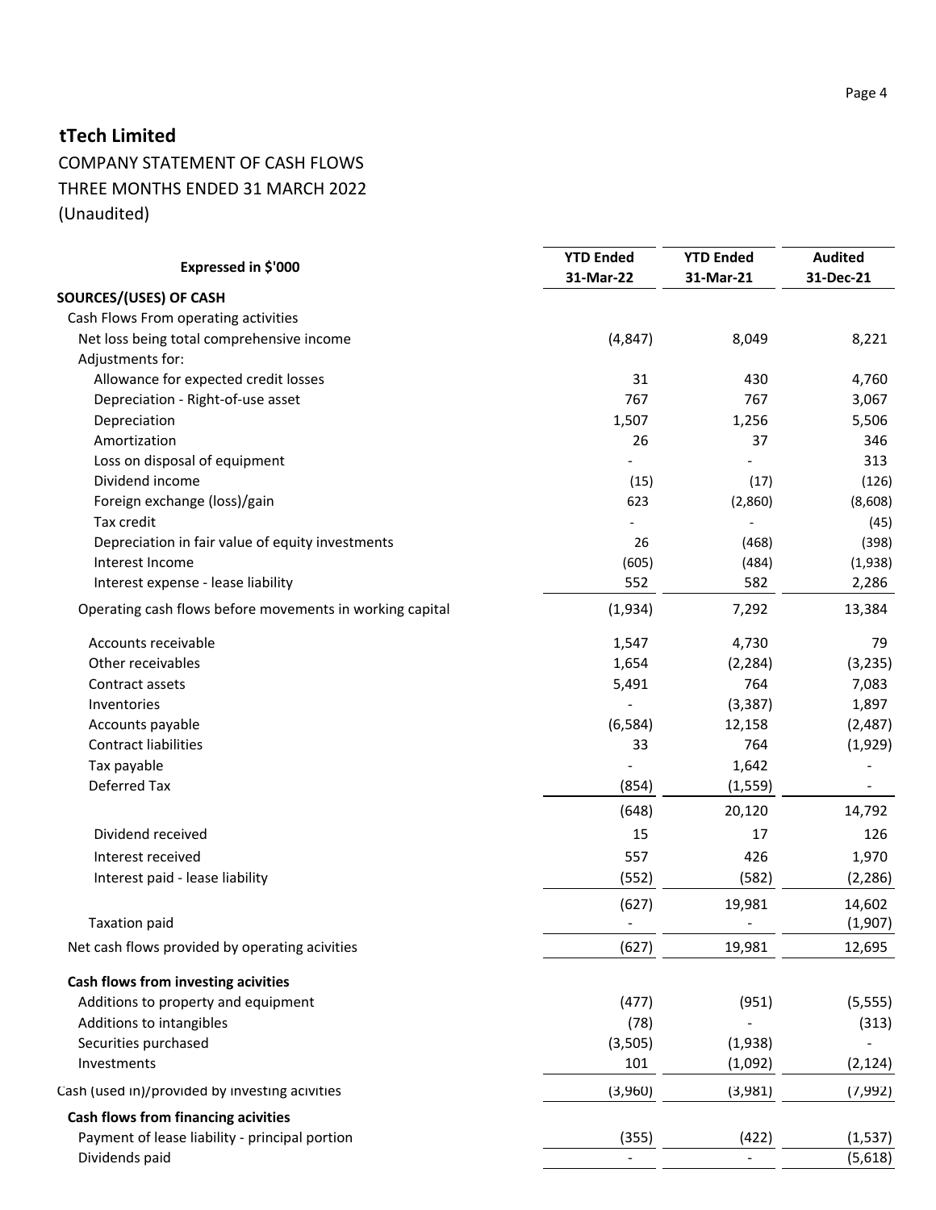# tTech Limited

COMPANY STATEMENT OF CASH FLOWS

THREE MONTHS ENDED 31 MARCH 2022

(Unaudited)

| Expressed in $'000 | YTD Ended 31-Mar-22 | YTD Ended 31-Mar-21 | Audited 31-Dec-21 |
|---|---|---|---|
| **SOURCES/(USES) OF CASH** | | | |
| Cash Flows From operating activities | | | |
| Net loss being total comprehensive income | (4,847) | 8,049 | 8,221 |
| Adjustments for: | | | |
| Allowance for expected credit losses | 31 | 430 | 4,760 |
| Depreciation - Right-of-use asset | 767 | 767 | 3,067 |
| Depreciation | 1,507 | 1,256 | 5,506 |
| Amortization | 26 | 37 | 346 |
| Loss on disposal of equipment | - | - | 313 |
| Dividend income | (15) | (17) | (126) |
| Foreign exchange (loss)/gain | 623 | (2,860) | (8,608) |
| Tax credit | - | - | (45) |
| Depreciation in fair value of equity investments | 26 | (468) | (398) |
| Interest Income | (605) | (484) | (1,938) |
| Interest expense - lease liability | 552 | 582 | 2,286 |
| Operating cash flows before movements in working capital | (1,934) | 7,292 | 13,384 |
| Accounts receivable | 1,547 | 4,730 | 79 |
| Other receivables | 1,654 | (2,284) | (3,235) |
| Contract assets | 5,491 | 764 | 7,083 |
| Inventories | - | (3,387) | 1,897 |
| Accounts payable | (6,584) | 12,158 | (2,487) |
| Contract liabilities | 33 | 764 | (1,929) |
| Tax payable | - | 1,642 | - |
| Deferred Tax | (854) | (1,559) | - |
| | (648) | 20,120 | 14,792 |
| Dividend received | 15 | 17 | 126 |
| Interest received | 557 | 426 | 1,970 |
| Interest paid - lease liability | (552) | (582) | (2,286) |
| | (627) | 19,981 | 14,602 |
| Taxation paid | - | - | (1,907) |
| Net cash flows provided by operating acivities | (627) | 19,981 | 12,695 |
| **Cash flows from investing acivities** | | | |
| Additions to property and equipment | (477) | (951) | (5,555) |
| Additions to intangibles | (78) | - | (313) |
| Securities purchased | (3,505) | (1,938) | - |
| Investments | 101 | (1,092) | (2,124) |
| Cash (used in)/provided by investing acivities | (3,960) | (3,981) | (7,992) |
| **Cash flows from financing acivities** | | | |
| Payment of lease liability - principal portion | (355) | (422) | (1,537) |
| Dividends paid | - | - | (5,618) |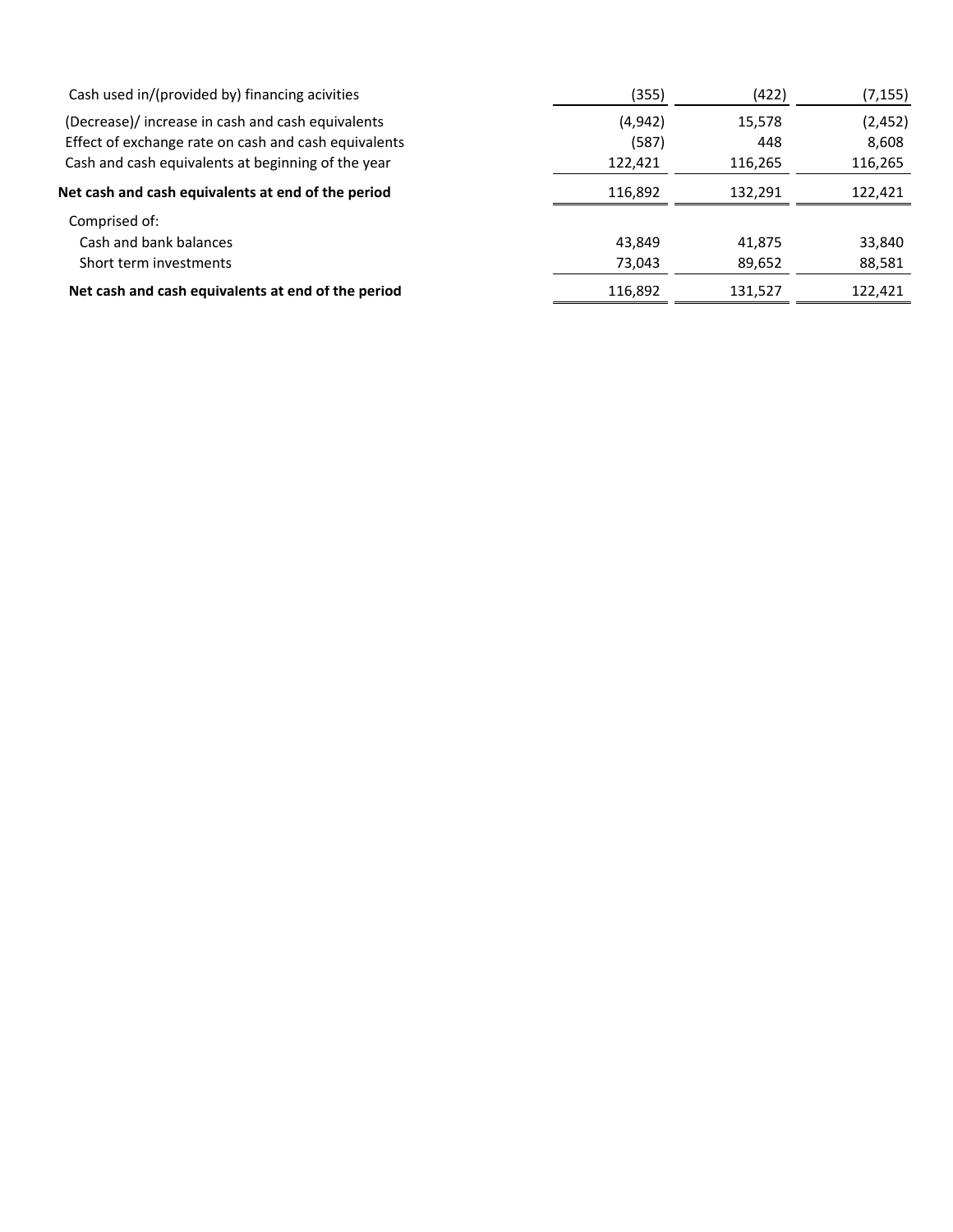| | | | |
|---|---|---|---|
| Cash used in/(provided by) financing acivities | (355) | (422) | (7,155) |
| (Decrease)/ increase in cash and cash equivalents | (4,942) | 15,578 | (2,452) |
| Effect of exchange rate on cash and cash equivalents | (587) | 448 | 8,608 |
| Cash and cash equivalents at beginning of the year | 122,421 | 116,265 | 116,265 |
| **Net cash and cash equivalents at end of the period** | 116,892 | 132,291 | 122,421 |
| Comprised of: | | | |
| Cash and bank balances | 43,849 | 41,875 | 33,840 |
| Short term investments | 73,043 | 89,652 | 88,581 |
| **Net cash and cash equivalents at end of the period** | 116,892 | 131,527 | 122,421 |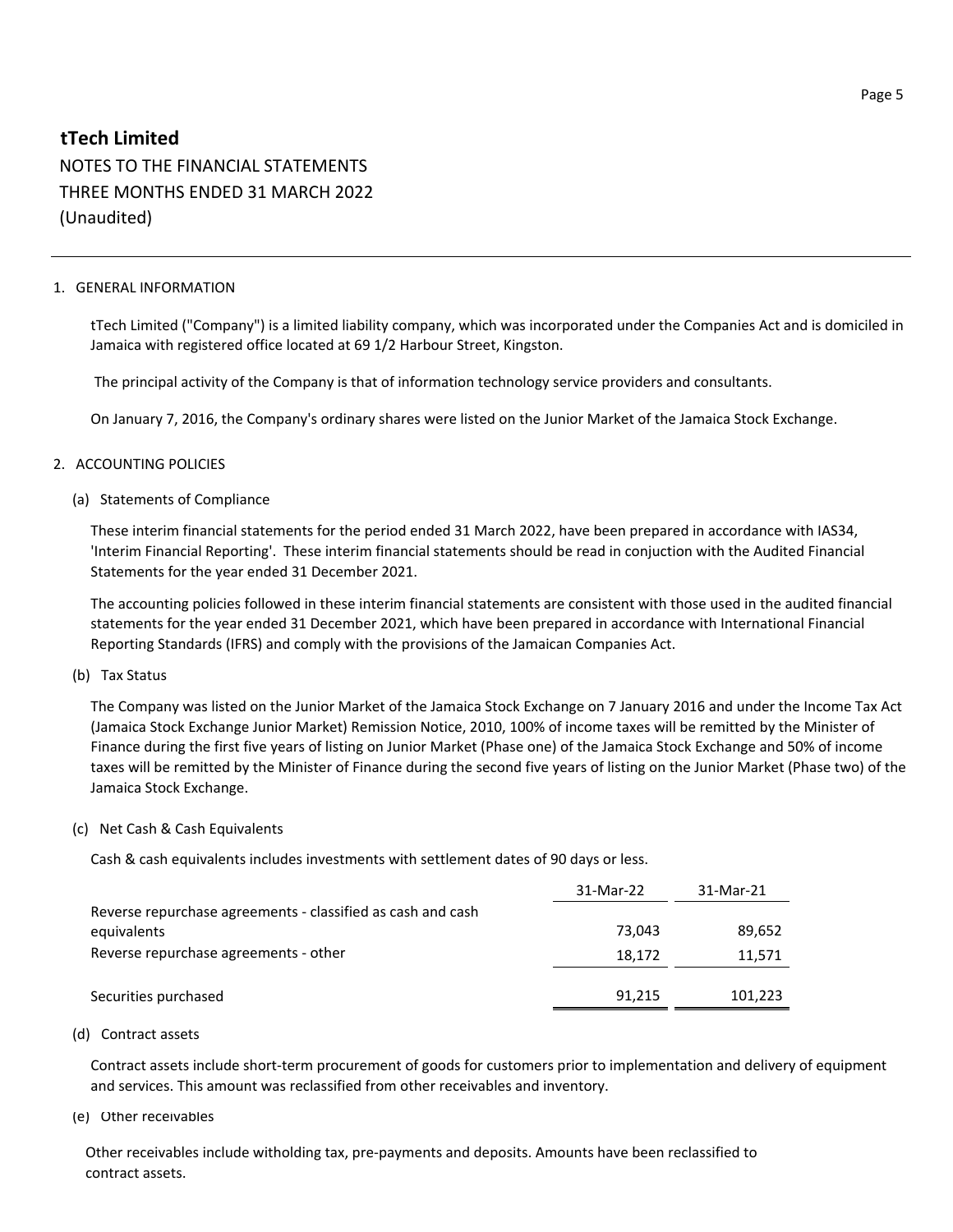# tTech Limited

NOTES TO THE FINANCIAL STATEMENTS
THREE MONTHS ENDED 31 MARCH 2022
(Unaudited)

## 1. GENERAL INFORMATION

tTech Limited ("Company") is a limited liability company, which was incorporated under the Companies Act and is domiciled in Jamaica with registered office located at 69 1/2 Harbour Street, Kingston.

The principal activity of the Company is that of information technology service providers and consultants.

On January 7, 2016, the Company's ordinary shares were listed on the Junior Market of the Jamaica Stock Exchange.

## 2. ACCOUNTING POLICIES

### (a) Statements of Compliance

These interim financial statements for the period ended 31 March 2022, have been prepared in accordance with IAS34, 'Interim Financial Reporting'. These interim financial statements should be read in conjuction with the Audited Financial Statements for the year ended 31 December 2021.

The accounting policies followed in these interim financial statements are consistent with those used in the audited financial statements for the year ended 31 December 2021, which have been prepared in accordance with International Financial Reporting Standards (IFRS) and comply with the provisions of the Jamaican Companies Act.

### (b) Tax Status

The Company was listed on the Junior Market of the Jamaica Stock Exchange on 7 January 2016 and under the Income Tax Act (Jamaica Stock Exchange Junior Market) Remission Notice, 2010, 100% of income taxes will be remitted by the Minister of Finance during the first five years of listing on Junior Market (Phase one) of the Jamaica Stock Exchange and 50% of income taxes will be remitted by the Minister of Finance during the second five years of listing on the Junior Market (Phase two) of the Jamaica Stock Exchange.

### (c) Net Cash & Cash Equivalents

Cash & cash equivalents includes investments with settlement dates of 90 days or less.

| | 31-Mar-22 | 31-Mar-21 |
|---|---|---|
| Reverse repurchase agreements - classified as cash and cash equivalents | 73,043 | 89,652 |
| Reverse repurchase agreements - other | 18,172 | 11,571 |
| Securities purchased | 91,215 | 101,223 |

### (d) Contract assets

Contract assets include short-term procurement of goods for customers prior to implementation and delivery of equipment and services. This amount was reclassified from other receivables and inventory.

### (e) Other receivables

Other receivables include witholding tax, pre-payments and deposits. Amounts have been reclassified to contract assets.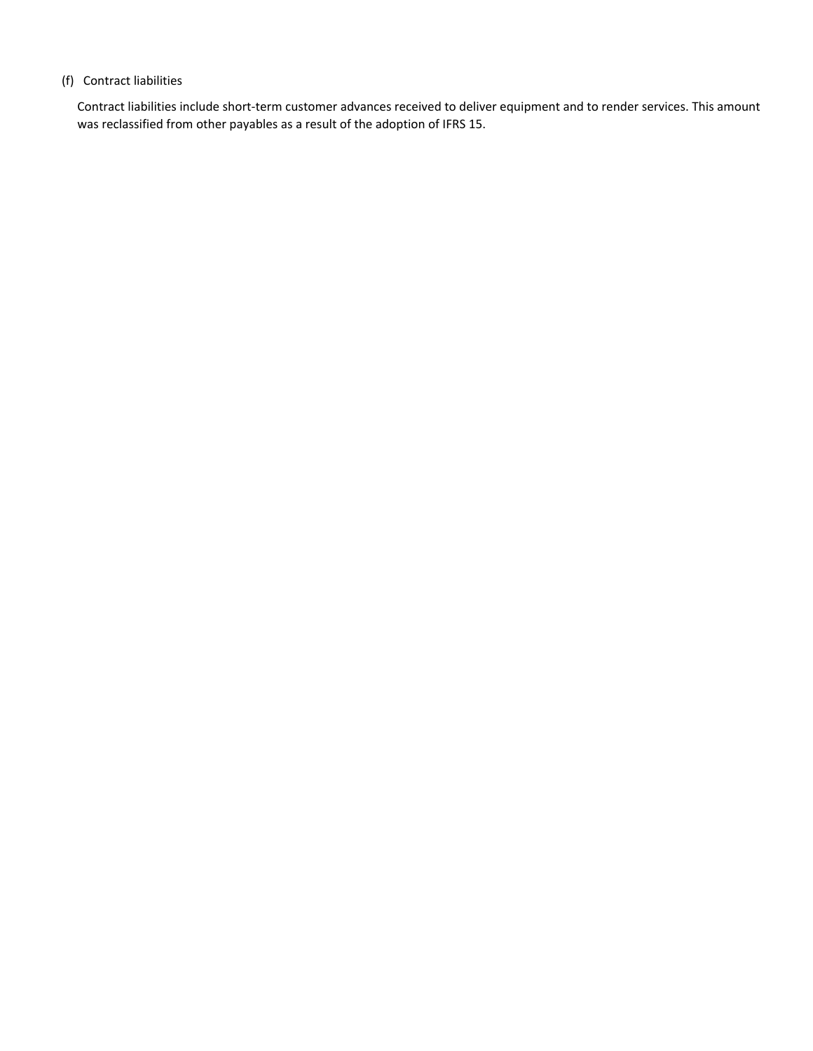(f) Contract liabilities

Contract liabilities include short-term customer advances received to deliver equipment and to render services. This amount was reclassified from other payables as a result of the adoption of IFRS 15.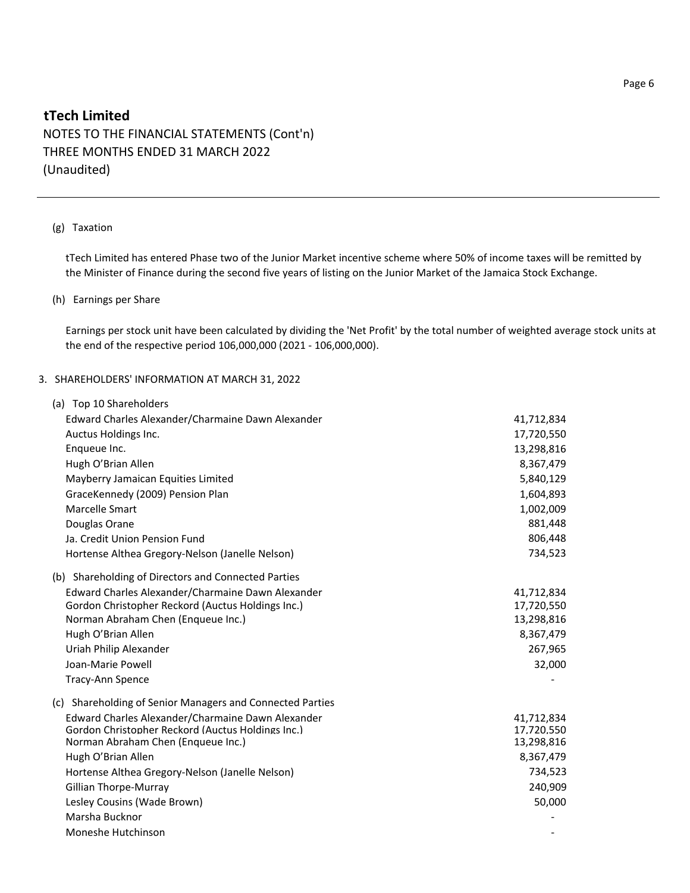## tTech Limited

NOTES TO THE FINANCIAL STATEMENTS (Cont'n)
THREE MONTHS ENDED 31 MARCH 2022
(Unaudited)

(g) Taxation

tTech Limited has entered Phase two of the Junior Market incentive scheme where 50% of income taxes will be remitted by the Minister of Finance during the second five years of listing on the Junior Market of the Jamaica Stock Exchange.

(h) Earnings per Share

Earnings per stock unit have been calculated by dividing the 'Net Profit' by the total number of weighted average stock units at the end of the respective period 106,000,000 (2021 - 106,000,000).

3. SHAREHOLDERS' INFORMATION AT MARCH 31, 2022

(a) Top 10 Shareholders

| | |
|---|---|
| Edward Charles Alexander/Charmaine Dawn Alexander | 41,712,834 |
| Auctus Holdings Inc. | 17,720,550 |
| Enqueue Inc. | 13,298,816 |
| Hugh O'Brian Allen | 8,367,479 |
| Mayberry Jamaican Equities Limited | 5,840,129 |
| GraceKennedy (2009) Pension Plan | 1,604,893 |
| Marcelle Smart | 1,002,009 |
| Douglas Orane | 881,448 |
| Ja. Credit Union Pension Fund | 806,448 |
| Hortense Althea Gregory-Nelson (Janelle Nelson) | 734,523 |

(b) Shareholding of Directors and Connected Parties

| | |
|---|---|
| Edward Charles Alexander/Charmaine Dawn Alexander | 41,712,834 |
| Gordon Christopher Reckord (Auctus Holdings Inc.) | 17,720,550 |
| Norman Abraham Chen (Enqueue Inc.) | 13,298,816 |
| Hugh O'Brian Allen | 8,367,479 |
| Uriah Philip Alexander | 267,965 |
| Joan-Marie Powell | 32,000 |
| Tracy-Ann Spence | - |

(c) Shareholding of Senior Managers and Connected Parties

| | |
|---|---|
| Edward Charles Alexander/Charmaine Dawn Alexander | 41,712,834 |
| Gordon Christopher Reckord (Auctus Holdings Inc.) | 17,720,550 |
| Norman Abraham Chen (Enqueue Inc.) | 13,298,816 |
| Hugh O'Brian Allen | 8,367,479 |
| Hortense Althea Gregory-Nelson (Janelle Nelson) | 734,523 |
| Gillian Thorpe-Murray | 240,909 |
| Lesley Cousins (Wade Brown) | 50,000 |
| Marsha Bucknor | - |
| Moneshe Hutchinson | - |